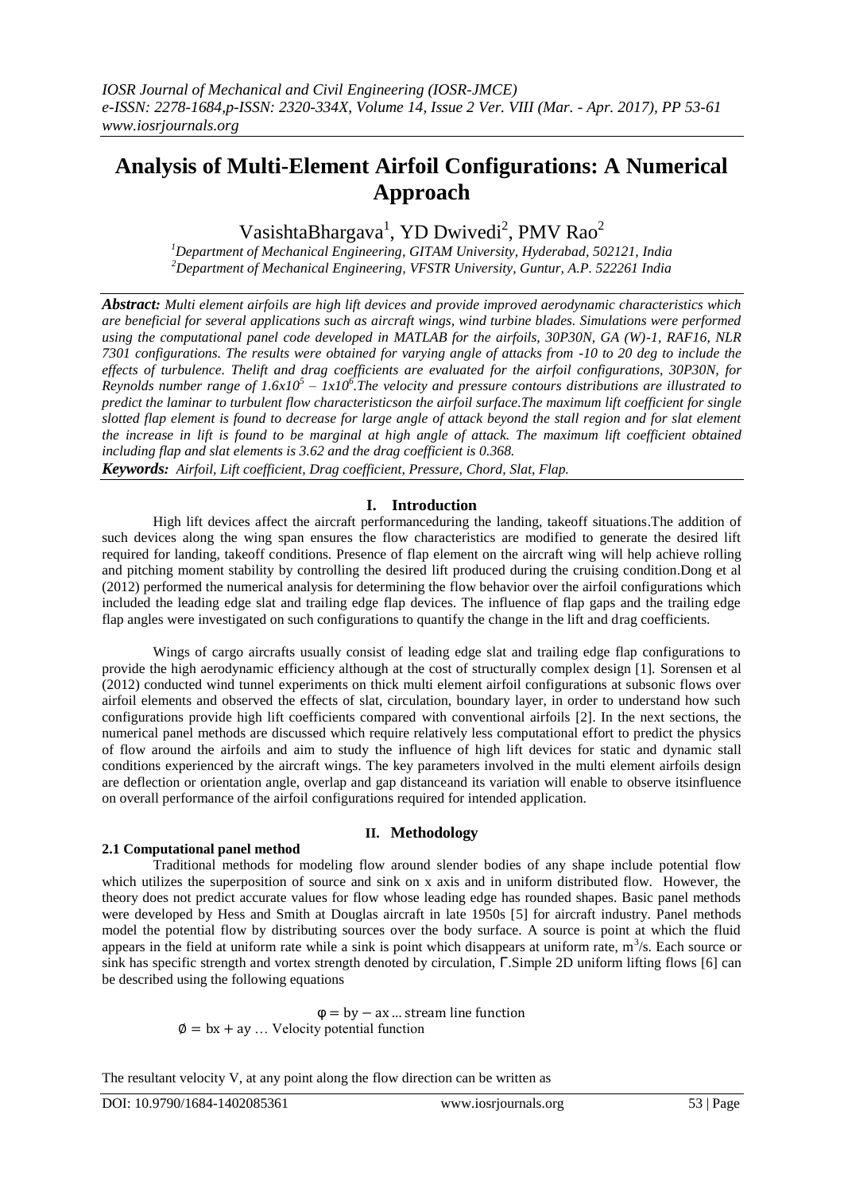# Analysis of Multi-Element Airfoil Configurations: A Numerical Approach

VasishtaBhargava[1], YD Dwivedi[2], PMV Rao[2]

[1]Department of Mechanical Engineering, GITAM University, Hyderabad, 502121, India
[2]Department of Mechanical Engineering, VFSTR University, Guntur, A.P. 522261 India

***Abstract:*** *Multi element airfoils are high lift devices and provide improved aerodynamic characteristics which are beneficial for several applications such as aircraft wings, wind turbine blades. Simulations were performed using the computational panel code developed in MATLAB for the airfoils, 30P30N, GA (W)-1, RAF16, NLR 7301 configurations. The results were obtained for varying angle of attacks from -10 to 20 deg to include the effects of turbulence. Thelift and drag coefficients are evaluated for the airfoil configurations, 30P30N, for Reynolds number range of $1.6x10^5 – 1x10^6$.The velocity and pressure contours distributions are illustrated to predict the laminar to turbulent flow characteristicson the airfoil surface.The maximum lift coefficient for single slotted flap element is found to decrease for large angle of attack beyond the stall region and for slat element the increase in lift is found to be marginal at high angle of attack. The maximum lift coefficient obtained including flap and slat elements is 3.62 and the drag coefficient is 0.368.*

***Keywords:*** *Airfoil, Lift coefficient, Drag coefficient, Pressure, Chord, Slat, Flap.*

## I. Introduction

High lift devices affect the aircraft performanceduring the landing, takeoff situations.The addition of such devices along the wing span ensures the flow characteristics are modified to generate the desired lift required for landing, takeoff conditions. Presence of flap element on the aircraft wing will help achieve rolling and pitching moment stability by controlling the desired lift produced during the cruising condition.Dong et al (2012) performed the numerical analysis for determining the flow behavior over the airfoil configurations which included the leading edge slat and trailing edge flap devices. The influence of flap gaps and the trailing edge flap angles were investigated on such configurations to quantify the change in the lift and drag coefficients.

Wings of cargo aircrafts usually consist of leading edge slat and trailing edge flap configurations to provide the high aerodynamic efficiency although at the cost of structurally complex design [1]. Sorensen et al (2012) conducted wind tunnel experiments on thick multi element airfoil configurations at subsonic flows over airfoil elements and observed the effects of slat, circulation, boundary layer, in order to understand how such configurations provide high lift coefficients compared with conventional airfoils [2]. In the next sections, the numerical panel methods are discussed which require relatively less computational effort to predict the physics of flow around the airfoils and aim to study the influence of high lift devices for static and dynamic stall conditions experienced by the aircraft wings. The key parameters involved in the multi element airfoils design are deflection or orientation angle, overlap and gap distanceand its variation will enable to observe itsinfluence on overall performance of the airfoil configurations required for intended application.

## II. Methodology

### 2.1 Computational panel method

Traditional methods for modeling flow around slender bodies of any shape include potential flow which utilizes the superposition of source and sink on x axis and in uniform distributed flow. However, the theory does not predict accurate values for flow whose leading edge has rounded shapes. Basic panel methods were developed by Hess and Smith at Douglas aircraft in late 1950s [5] for aircraft industry. Panel methods model the potential flow by distributing sources over the body surface. A source is point at which the fluid appears in the field at uniform rate while a sink is point which disappears at uniform rate, $m^3/s$. Each source or sink has specific strength and vortex strength denoted by circulation, $\Gamma$.Simple 2D uniform lifting flows [6] can be described using the following equations

$$\varphi = by - ax \text{ ... stream line function}$$

$$\emptyset = bx + ay \text{ … Velocity potential function}$$

The resultant velocity V, at any point along the flow direction can be written as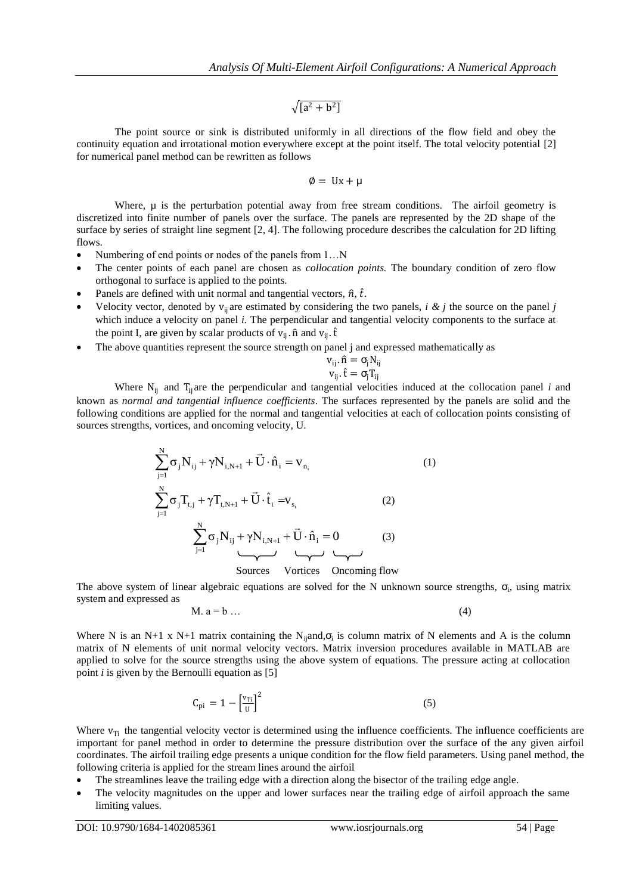$$\sqrt{[a^2 + b^2]}$$

The point source or sink is distributed uniformly in all directions of the flow field and obey the continuity equation and irrotational motion everywhere except at the point itself. The total velocity potential [2] for numerical panel method can be rewritten as follows

$$\emptyset = Ux + \mu$$

Where, μ is the perturbation potential away from free stream conditions. The airfoil geometry is discretized into finite number of panels over the surface. The panels are represented by the 2D shape of the surface by series of straight line segment [2, 4]. The following procedure describes the calculation for 2D lifting flows.

- Numbering of end points or nodes of the panels from 1…N
- The center points of each panel are chosen as *collocation points.* The boundary condition of zero flow orthogonal to surface is applied to the points.
- Panels are defined with unit normal and tangential vectors, $\hat{n}, \hat{t}$.
- Velocity vector, denoted by $v_{ij}$ are estimated by considering the two panels, *i & j* the source on the panel *j* which induce a velocity on panel *i.* The perpendicular and tangential velocity components to the surface at the point I, are given by scalar products of $v_{ij}.\hat{n}$ and $v_{ij}.\hat{t}$
- The above quantities represent the source strength on panel j and expressed mathematically as

$$v_{ij}.\hat{n} = \sigma_j N_{ij}$$
$$v_{ij}.\hat{t} = \sigma_j T_{ij}$$

Where $N_{ij}$ and $T_{ij}$ are the perpendicular and tangential velocities induced at the collocation panel *i* and known as *normal and tangential influence coefficients*. The surfaces represented by the panels are solid and the following conditions are applied for the normal and tangential velocities at each of collocation points consisting of sources strengths, vortices, and oncoming velocity, U.

$$\sum_{j=1}^{N} \sigma_j N_{ij} + \gamma N_{i,N+1} + \vec{U} \cdot \hat{n}_i = v_{n_i} \qquad (1)$$

$$\sum_{j=1}^{N} \sigma_j T_{t,j} + \gamma T_{t,N+1} + \vec{U} \cdot \hat{t}_i = v_{s_i} \qquad (2)$$

$$\underbrace{\sum_{j=1}^{N} \sigma_j N_{ij}}_{\text{Sources}} + \underbrace{\gamma N_{i,N+1}}_{\text{Vortices}} + \underbrace{\vec{U} \cdot \hat{n}_i}_{\text{Oncoming flow}} = 0 \qquad (3)$$

The above system of linear algebraic equations are solved for the N unknown source strengths, $\sigma_i$, using matrix system and expressed as

$$M.\, a = b \ldots \qquad (4)$$

Where N is an N+1 x N+1 matrix containing the $N_{ij}$and,$\sigma_i$ is column matrix of N elements and A is the column matrix of N elements of unit normal velocity vectors. Matrix inversion procedures available in MATLAB are applied to solve for the source strengths using the above system of equations. The pressure acting at collocation point *i* is given by the Bernoulli equation as [5]

$$C_{pi} = 1 - \left[\frac{v_{Ti}}{U}\right]^2 \qquad (5)$$

Where $v_{Ti}$ the tangential velocity vector is determined using the influence coefficients. The influence coefficients are important for panel method in order to determine the pressure distribution over the surface of the any given airfoil coordinates. The airfoil trailing edge presents a unique condition for the flow field parameters. Using panel method, the following criteria is applied for the stream lines around the airfoil

- The streamlines leave the trailing edge with a direction along the bisector of the trailing edge angle.
- The velocity magnitudes on the upper and lower surfaces near the trailing edge of airfoil approach the same limiting values.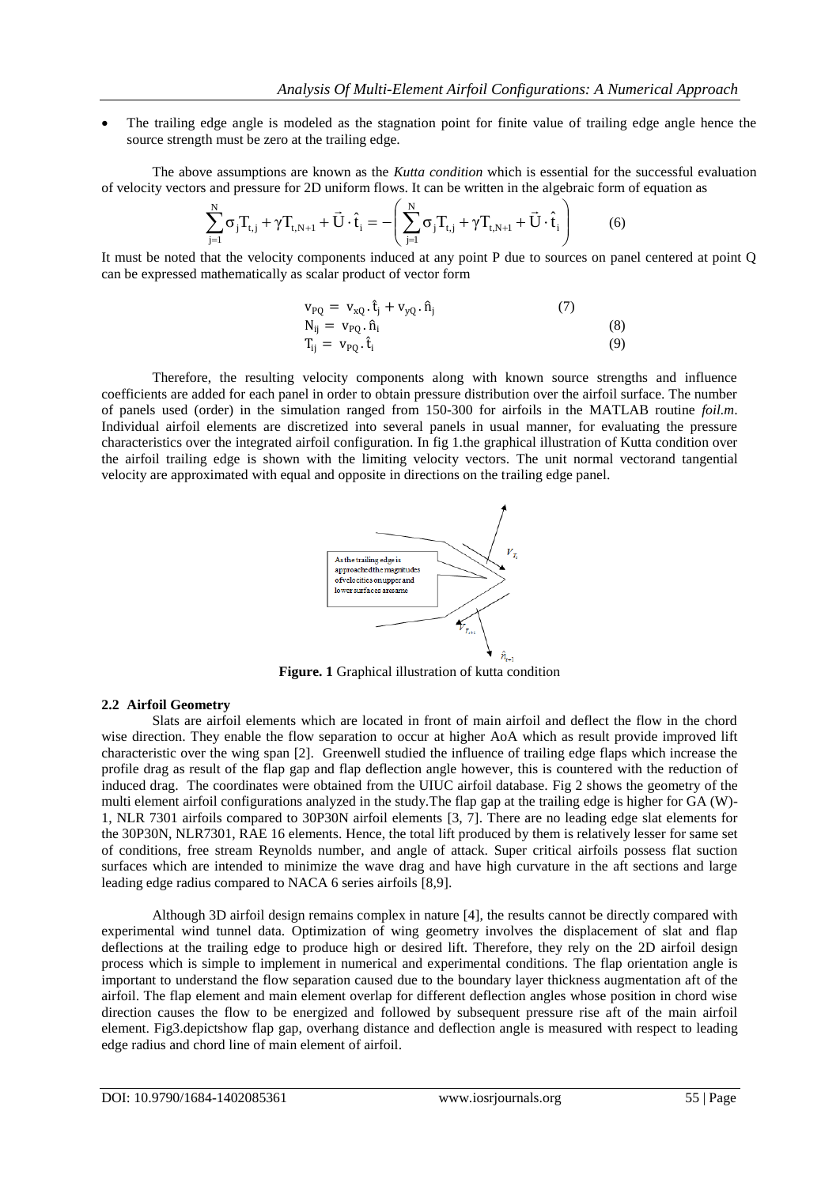- The trailing edge angle is modeled as the stagnation point for finite value of trailing edge angle hence the source strength must be zero at the trailing edge.

The above assumptions are known as the *Kutta condition* which is essential for the successful evaluation of velocity vectors and pressure for 2D uniform flows. It can be written in the algebraic form of equation as

$$\sum_{j=1}^{N}\sigma_j T_{t,j} + \gamma T_{t,N+1} + \vec{U}\cdot\hat{t}_i = -\left(\sum_{j=1}^{N}\sigma_j T_{t,j} + \gamma T_{t,N+1} + \vec{U}\cdot\hat{t}_i\right) \qquad (6)$$

It must be noted that the velocity components induced at any point P due to sources on panel centered at point Q can be expressed mathematically as scalar product of vector form

$$v_{PQ} = v_{xQ}.\hat{t}_j + v_{yQ}.\hat{n}_j \qquad (7)$$

$$N_{ij} = v_{PQ}.\hat{n}_i \qquad (8)$$

$$T_{ij} = v_{PQ}.\hat{t}_i \qquad (9)$$

Therefore, the resulting velocity components along with known source strengths and influence coefficients are added for each panel in order to obtain pressure distribution over the airfoil surface. The number of panels used (order) in the simulation ranged from 150-300 for airfoils in the MATLAB routine *foil.m*. Individual airfoil elements are discretized into several panels in usual manner, for evaluating the pressure characteristics over the integrated airfoil configuration. In fig 1.the graphical illustration of Kutta condition over the airfoil trailing edge is shown with the limiting velocity vectors. The unit normal vectorand tangential velocity are approximated with equal and opposite in directions on the trailing edge panel.

As the trailing edge is approached the magnitudes of velocities on upper and lower surfaces are same

**Figure. 1** Graphical illustration of kutta condition

### 2.2 Airfoil Geometry

Slats are airfoil elements which are located in front of main airfoil and deflect the flow in the chord wise direction. They enable the flow separation to occur at higher AoA which as result provide improved lift characteristic over the wing span [2]. Greenwell studied the influence of trailing edge flaps which increase the profile drag as result of the flap gap and flap deflection angle however, this is countered with the reduction of induced drag. The coordinates were obtained from the UIUC airfoil database. Fig 2 shows the geometry of the multi element airfoil configurations analyzed in the study.The flap gap at the trailing edge is higher for GA (W)-1, NLR 7301 airfoils compared to 30P30N airfoil elements [3, 7]. There are no leading edge slat elements for the 30P30N, NLR7301, RAE 16 elements. Hence, the total lift produced by them is relatively lesser for same set of conditions, free stream Reynolds number, and angle of attack. Super critical airfoils possess flat suction surfaces which are intended to minimize the wave drag and have high curvature in the aft sections and large leading edge radius compared to NACA 6 series airfoils [8,9].

Although 3D airfoil design remains complex in nature [4], the results cannot be directly compared with experimental wind tunnel data. Optimization of wing geometry involves the displacement of slat and flap deflections at the trailing edge to produce high or desired lift. Therefore, they rely on the 2D airfoil design process which is simple to implement in numerical and experimental conditions. The flap orientation angle is important to understand the flow separation caused due to the boundary layer thickness augmentation aft of the airfoil. The flap element and main element overlap for different deflection angles whose position in chord wise direction causes the flow to be energized and followed by subsequent pressure rise aft of the main airfoil element. Fig3.depictshow flap gap, overhang distance and deflection angle is measured with respect to leading edge radius and chord line of main element of airfoil.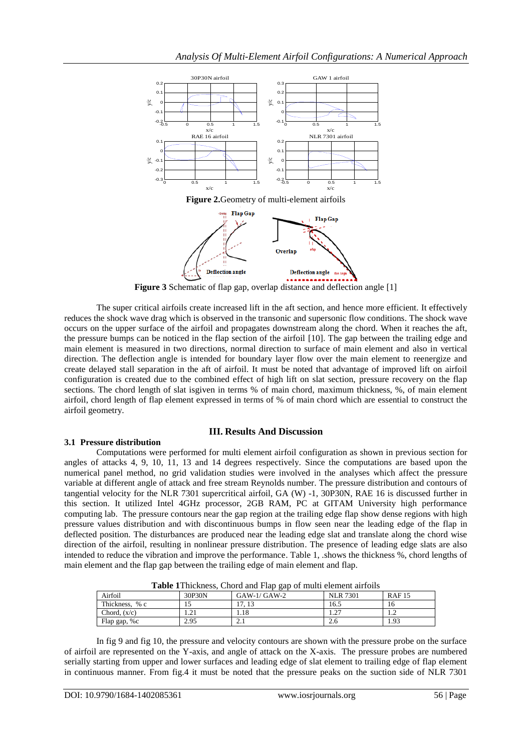**Figure 2.**Geometry of multi-element airfoils

**Figure 3** Schematic of flap gap, overlap distance and deflection angle [1]

The super critical airfoils create increased lift in the aft section, and hence more efficient. It effectively reduces the shock wave drag which is observed in the transonic and supersonic flow conditions. The shock wave occurs on the upper surface of the airfoil and propagates downstream along the chord. When it reaches the aft, the pressure bumps can be noticed in the flap section of the airfoil [10]. The gap between the trailing edge and main element is measured in two directions, normal direction to surface of main element and also in vertical direction. The deflection angle is intended for boundary layer flow over the main element to reenergize and create delayed stall separation in the aft of airfoil. It must be noted that advantage of improved lift on airfoil configuration is created due to the combined effect of high lift on slat section, pressure recovery on the flap sections. The chord length of slat isgiven in terms % of main chord, maximum thickness, %, of main element airfoil, chord length of flap element expressed in terms of % of main chord which are essential to construct the airfoil geometry.

## III. Results And Discussion

### 3.1 Pressure distribution

Computations were performed for multi element airfoil configuration as shown in previous section for angles of attacks 4, 9, 10, 11, 13 and 14 degrees respectively. Since the computations are based upon the numerical panel method, no grid validation studies were involved in the analyses which affect the pressure variable at different angle of attack and free stream Reynolds number. The pressure distribution and contours of tangential velocity for the NLR 7301 supercritical airfoil, GA (W) -1, 30P30N, RAE 16 is discussed further in this section. It utilized Intel 4GHz processor, 2GB RAM, PC at GITAM University high performance computing lab. The pressure contours near the gap region at the trailing edge flap show dense regions with high pressure values distribution and with discontinuous bumps in flow seen near the leading edge of the flap in deflected position. The disturbances are produced near the leading edge slat and translate along the chord wise direction of the airfoil, resulting in nonlinear pressure distribution. The presence of leading edge slats are also intended to reduce the vibration and improve the performance. Table 1, .shows the thickness %, chord lengths of main element and the flap gap between the trailing edge of main element and flap.

**Table 1**Thickness, Chord and Flap gap of multi element airfoils

| Airfoil | 30P30N | GAW-1/ GAW-2 | NLR 7301 | RAF 15 |
|---|---|---|---|---|
| Thickness, % c | 15 | 17, 13 | 16.5 | 16 |
| Chord, (x/c) | 1.21 | 1.18 | 1.27 | 1.2 |
| Flap gap, %c | 2.95 | 2.1 | 2.6 | 1.93 |

In fig 9 and fig 10, the pressure and velocity contours are shown with the pressure probe on the surface of airfoil are represented on the Y-axis, and angle of attack on the X-axis. The pressure probes are numbered serially starting from upper and lower surfaces and leading edge of slat element to trailing edge of flap element in continuous manner. From fig.4 it must be noted that the pressure peaks on the suction side of NLR 7301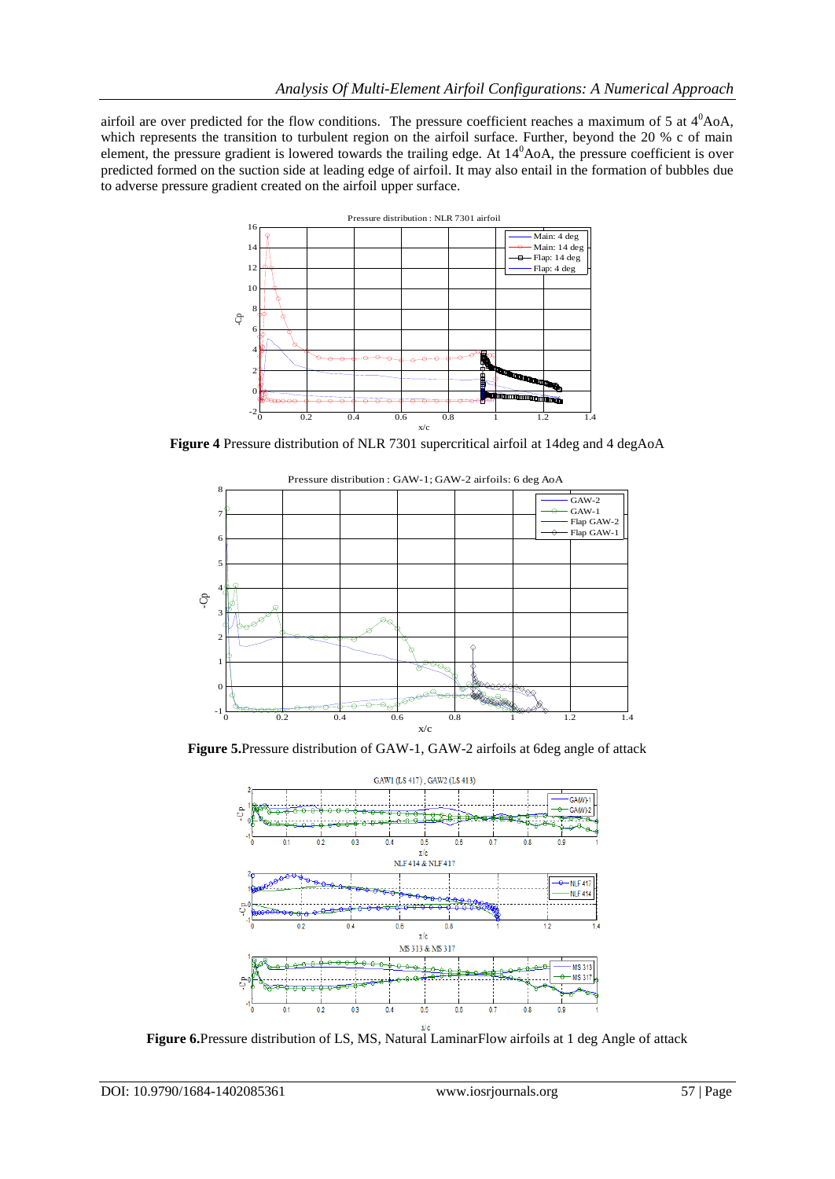airfoil are over predicted for the flow conditions. The pressure coefficient reaches a maximum of 5 at $4^0$AoA, which represents the transition to turbulent region on the airfoil surface. Further, beyond the 20 % c of main element, the pressure gradient is lowered towards the trailing edge. At $14^0$AoA, the pressure coefficient is over predicted formed on the suction side at leading edge of airfoil. It may also entail in the formation of bubbles due to adverse pressure gradient created on the airfoil upper surface.

**Figure 4** Pressure distribution of NLR 7301 supercritical airfoil at 14deg and 4 degAoA

**Figure 5.**Pressure distribution of GAW-1, GAW-2 airfoils at 6deg angle of attack

**Figure 6.**Pressure distribution of LS, MS, Natural LaminarFlow airfoils at 1 deg Angle of attack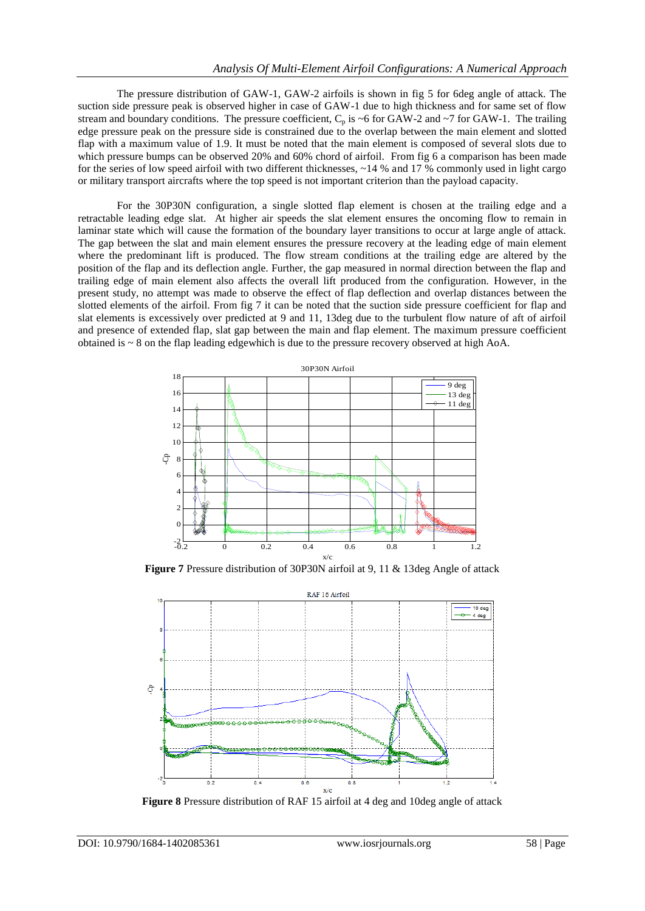The pressure distribution of GAW-1, GAW-2 airfoils is shown in fig 5 for 6deg angle of attack. The suction side pressure peak is observed higher in case of GAW-1 due to high thickness and for same set of flow stream and boundary conditions. The pressure coefficient, $C_p$ is ~6 for GAW-2 and ~7 for GAW-1. The trailing edge pressure peak on the pressure side is constrained due to the overlap between the main element and slotted flap with a maximum value of 1.9. It must be noted that the main element is composed of several slots due to which pressure bumps can be observed 20% and 60% chord of airfoil. From fig 6 a comparison has been made for the series of low speed airfoil with two different thicknesses, ~14 % and 17 % commonly used in light cargo or military transport aircrafts where the top speed is not important criterion than the payload capacity.

For the 30P30N configuration, a single slotted flap element is chosen at the trailing edge and a retractable leading edge slat. At higher air speeds the slat element ensures the oncoming flow to remain in laminar state which will cause the formation of the boundary layer transitions to occur at large angle of attack. The gap between the slat and main element ensures the pressure recovery at the leading edge of main element where the predominant lift is produced. The flow stream conditions at the trailing edge are altered by the position of the flap and its deflection angle. Further, the gap measured in normal direction between the flap and trailing edge of main element also affects the overall lift produced from the configuration. However, in the present study, no attempt was made to observe the effect of flap deflection and overlap distances between the slotted elements of the airfoil. From fig 7 it can be noted that the suction side pressure coefficient for flap and slat elements is excessively over predicted at 9 and 11, 13deg due to the turbulent flow nature of aft of airfoil and presence of extended flap, slat gap between the main and flap element. The maximum pressure coefficient obtained is ~ 8 on the flap leading edgewhich is due to the pressure recovery observed at high AoA.

**Figure 7** Pressure distribution of 30P30N airfoil at 9, 11 & 13deg Angle of attack

**Figure 8** Pressure distribution of RAF 15 airfoil at 4 deg and 10deg angle of attack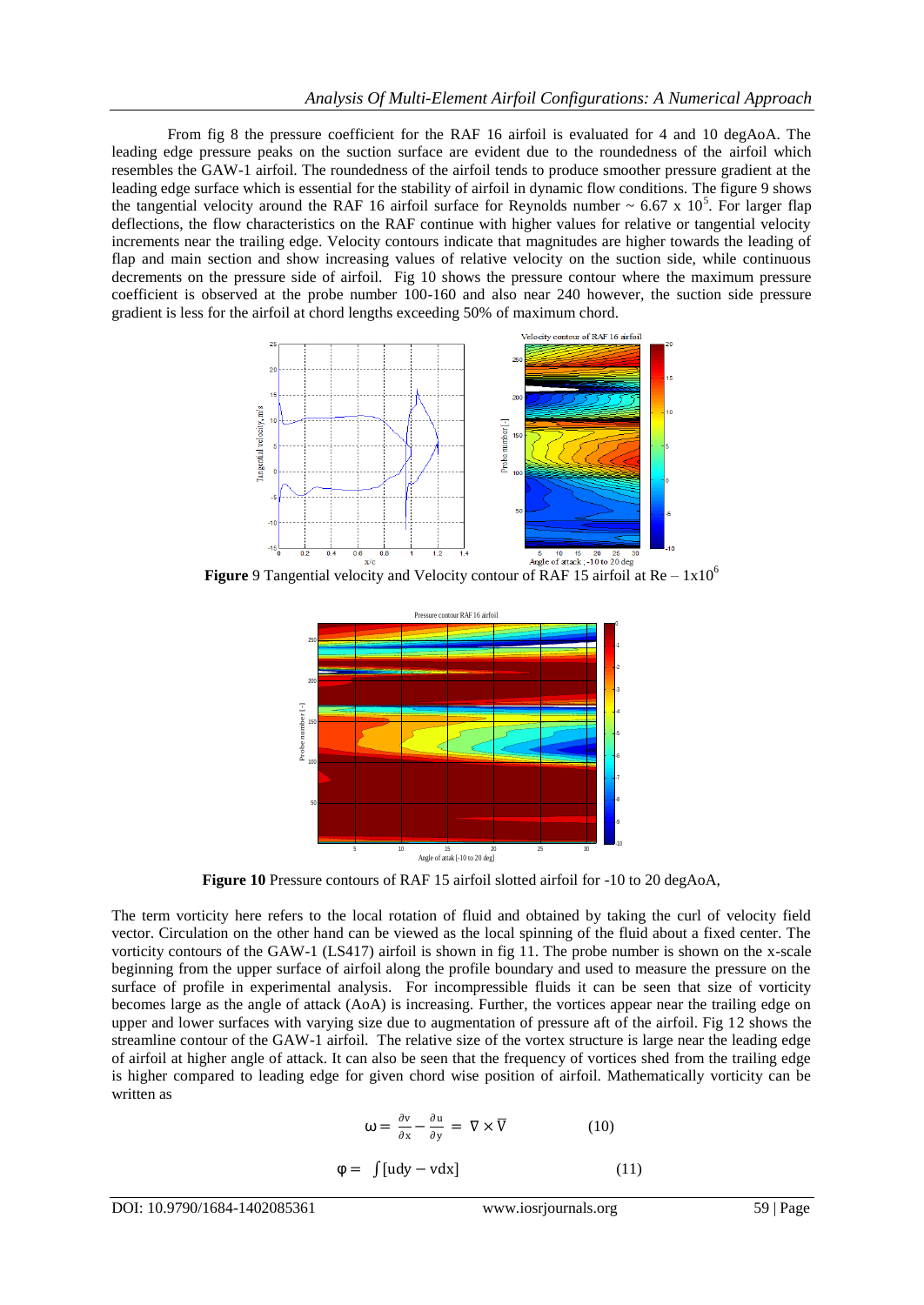From fig 8 the pressure coefficient for the RAF 16 airfoil is evaluated for 4 and 10 degAoA. The leading edge pressure peaks on the suction surface are evident due to the roundedness of the airfoil which resembles the GAW-1 airfoil. The roundedness of the airfoil tends to produce smoother pressure gradient at the leading edge surface which is essential for the stability of airfoil in dynamic flow conditions. The figure 9 shows the tangential velocity around the RAF 16 airfoil surface for Reynolds number ~ 6.67 x $10^5$. For larger flap deflections, the flow characteristics on the RAF continue with higher values for relative or tangential velocity increments near the trailing edge. Velocity contours indicate that magnitudes are higher towards the leading of flap and main section and show increasing values of relative velocity on the suction side, while continuous decrements on the pressure side of airfoil. Fig 10 shows the pressure contour where the maximum pressure coefficient is observed at the probe number 100-160 and also near 240 however, the suction side pressure gradient is less for the airfoil at chord lengths exceeding 50% of maximum chord.

**Figure** 9 Tangential velocity and Velocity contour of RAF 15 airfoil at Re – 1x$10^6$

**Figure 10** Pressure contours of RAF 15 airfoil slotted airfoil for -10 to 20 degAoA,

The term vorticity here refers to the local rotation of fluid and obtained by taking the curl of velocity field vector. Circulation on the other hand can be viewed as the local spinning of the fluid about a fixed center. The vorticity contours of the GAW-1 (LS417) airfoil is shown in fig 11. The probe number is shown on the x-scale beginning from the upper surface of airfoil along the profile boundary and used to measure the pressure on the surface of profile in experimental analysis. For incompressible fluids it can be seen that size of vorticity becomes large as the angle of attack (AoA) is increasing. Further, the vortices appear near the trailing edge on upper and lower surfaces with varying size due to augmentation of pressure aft of the airfoil. Fig 12 shows the streamline contour of the GAW-1 airfoil. The relative size of the vortex structure is large near the leading edge of airfoil at higher angle of attack. It can also be seen that the frequency of vortices shed from the trailing edge is higher compared to leading edge for given chord wise position of airfoil. Mathematically vorticity can be written as

$$\omega = \frac{\partial v}{\partial x} - \frac{\partial u}{\partial y} = \nabla \times \overline{V} \qquad (10)$$

$$\varphi = \int [u dy - v dx] \qquad (11)$$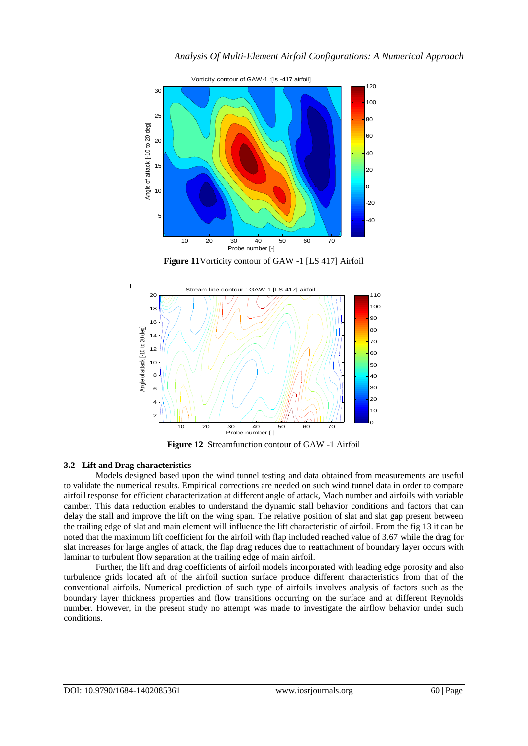**Figure 11**Vorticity contour of GAW -1 [LS 417] Airfoil

**Figure 12** Streamfunction contour of GAW -1 Airfoil

### 3.2 Lift and Drag characteristics

Models designed based upon the wind tunnel testing and data obtained from measurements are useful to validate the numerical results. Empirical corrections are needed on such wind tunnel data in order to compare airfoil response for efficient characterization at different angle of attack, Mach number and airfoils with variable camber. This data reduction enables to understand the dynamic stall behavior conditions and factors that can delay the stall and improve the lift on the wing span. The relative position of slat and slat gap present between the trailing edge of slat and main element will influence the lift characteristic of airfoil. From the fig 13 it can be noted that the maximum lift coefficient for the airfoil with flap included reached value of 3.67 while the drag for slat increases for large angles of attack, the flap drag reduces due to reattachment of boundary layer occurs with laminar to turbulent flow separation at the trailing edge of main airfoil.

Further, the lift and drag coefficients of airfoil models incorporated with leading edge porosity and also turbulence grids located aft of the airfoil suction surface produce different characteristics from that of the conventional airfoils. Numerical prediction of such type of airfoils involves analysis of factors such as the boundary layer thickness properties and flow transitions occurring on the surface and at different Reynolds number. However, in the present study no attempt was made to investigate the airflow behavior under such conditions.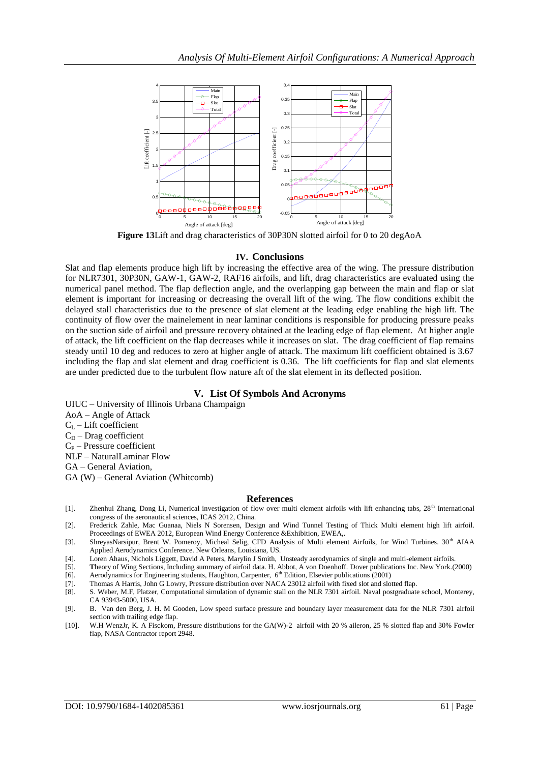Main
Flap
Slat
Total

Lift coefficient [-]

4
3.5
3
2.5
2
1.5
1
0.5
0

0 5 10 15 20

Angle of attack [deg]

Main
Flap
Slat
Total

Drag coefficient [-]

0.4
0.35
0.3
0.25
0.2
0.15
0.1
0.05
0
-0.05

0 5 10 15 20

Angle of attack [deg]

**Figure 13**Lift and drag characteristics of 30P30N slotted airfoil for 0 to 20 degAoA

## IV. Conclusions

Slat and flap elements produce high lift by increasing the effective area of the wing. The pressure distribution for NLR7301, 30P30N, GAW-1, GAW-2, RAF16 airfoils, and lift, drag characteristics are evaluated using the numerical panel method. The flap deflection angle, and the overlapping gap between the main and flap or slat element is important for increasing or decreasing the overall lift of the wing. The flow conditions exhibit the delayed stall characteristics due to the presence of slat element at the leading edge enabling the high lift. The continuity of flow over the mainelement in near laminar conditions is responsible for producing pressure peaks on the suction side of airfoil and pressure recovery obtained at the leading edge of flap element. At higher angle of attack, the lift coefficient on the flap decreases while it increases on slat. The drag coefficient of flap remains steady until 10 deg and reduces to zero at higher angle of attack. The maximum lift coefficient obtained is 3.67 including the flap and slat element and drag coefficient is 0.36. The lift coefficients for flap and slat elements are under predicted due to the turbulent flow nature aft of the slat element in its deflected position.

## V. List Of Symbols And Acronyms

UIUC – University of Illinois Urbana Champaign
AoA – Angle of Attack
$C_L$ – Lift coefficient
$C_D$ – Drag coefficient
$C_P$ – Pressure coefficient
NLF – NaturalLaminar Flow
GA – General Aviation,
GA (W) – General Aviation (Whitcomb)

## References

[1]. Zhenhui Zhang, Dong Li, Numerical investigation of flow over multi element airfoils with lift enhancing tabs, 28th International congress of the aeronautical sciences, ICAS 2012, China.
[2]. Frederick Zahle, Mac Guanaa, Niels N Sorensen, Design and Wind Tunnel Testing of Thick Multi element high lift airfoil. Proceedings of EWEA 2012, European Wind Energy Conference &Exhibition, EWEA,.
[3]. ShreyasNarsipur, Brent W. Pomeroy, Micheal Selig, CFD Analysis of Multi element Airfoils, for Wind Turbines. 30th AIAA Applied Aerodynamics Conference. New Orleans, Louisiana, US.
[4]. Loren Ahaus, Nichols Liggett, David A Peters, Marylin J Smith, Unsteady aerodynamics of single and multi-element airfoils.
[5]. Theory of Wing Sections, Including summary of airfoil data. H. Abbot, A von Doenhoff. Dover publications Inc. New York.(2000)
[6]. Aerodynamics for Engineering students, Haughton, Carpenter, 6th Edition, Elsevier publications (2001)
[7]. Thomas A Harris, John G Lowry, Pressure distribution over NACA 23012 airfoil with fixed slot and slotted flap.
[8]. S. Weber, M.F, Platzer, Computational simulation of dynamic stall on the NLR 7301 airfoil. Naval postgraduate school, Monterey, CA 93943-5000, USA.
[9]. B. Van den Berg, J. H. M Gooden, Low speed surface pressure and boundary layer measurement data for the NLR 7301 airfoil section with trailing edge flap.
[10]. W.H WenzJr, K. A Fisckom, Pressure distributions for the GA(W)-2 airfoil with 20 % aileron, 25 % slotted flap and 30% Fowler flap, NASA Contractor report 2948.